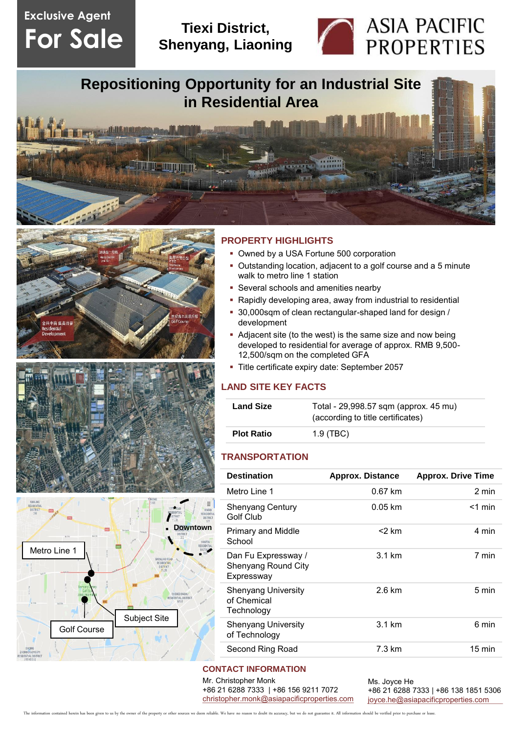Exclusive Agent

**For Sale**

**Tiexi District, Shenyang, Liaoning**

ASIA PACIFIC PROPERTIES

# Repositioning Opportunity for an Industrial Site in Residential Area

## PROPERTY HIGHLIGHTS

- Owned by a USA Fortune 500 corporation
- Outstanding location, adjacent to a golf course and a 5 minute walk to metro line 1 station
- Several schools and amenities nearby
- Rapidly developing area, away from industrial to residential
- 30,000sqm of clean rectangular-shaped land for design / development
- Adjacent site (to the west) is the same size and now being developed to residential for average of approx. RMB 9,500-12,500/sqm on the completed GFA
- Title certificate expiry date: September 2057

## LAND SITE KEY FACTS

| | |
|---|---|
| **Land Size** | Total - 29,998.57 sqm (approx. 45 mu) (according to title certificates) |
| **Plot Ratio** | 1.9 (TBC) |

## TRANSPORTATION

| Destination | Approx. Distance | Approx. Drive Time |
|---|---|---|
| Metro Line 1 | 0.67 km | 2 min |
| Shenyang Century Golf Club | 0.05 km | <1 min |
| Primary and Middle School | <2 km | 4 min |
| Dan Fu Expressway / Shenyang Round City Expressway | 3.1 km | 7 min |
| Shenyang University of Chemical Technology | 2.6 km | 5 min |
| Shenyang University of Technology | 3.1 km | 6 min |
| Second Ring Road | 7.3 km | 15 min |

Metro Line 1

Downtown

Subject Site

Golf Course

## CONTACT INFORMATION

Mr. Christopher Monk
+86 21 6288 7333 | +86 156 9211 7072
christopher.monk@asiapacificproperties.com

Ms. Joyce He
+86 21 6288 7333 | +86 138 1851 5306
joyce.he@asiapacificproperties.com

The information contained herein has been given to us by the owner of the property or other sources we deem reliable. We have no reason to doubt its accuracy, but we do not guarantee it. All information should be verified prior to purchase or lease.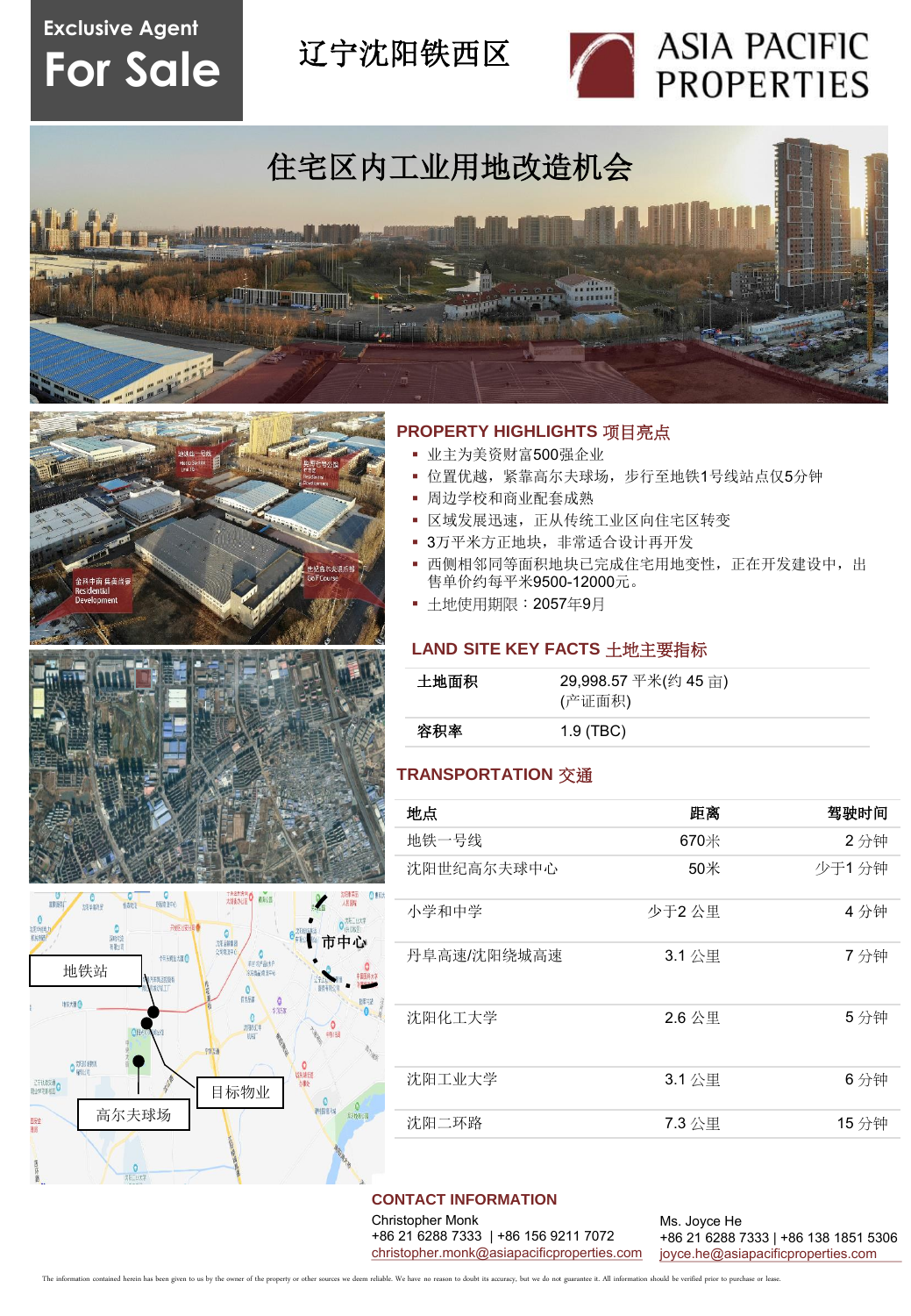Exclusive Agent

For Sale

辽宁沈阳铁西区

ASIA PACIFIC PROPERTIES

# 住宅区内工业用地改造机会

## PROPERTY HIGHLIGHTS 项目亮点

- 业主为美资财富500强企业
- 位置优越，紧靠高尔夫球场，步行至地铁1号线站点仅5分钟
- 周边学校和商业配套成熟
- 区域发展迅速，正从传统工业区向住宅区转变
- 3万平米方正地块，非常适合设计再开发
- 西侧相邻同等面积地块已完成住宅用地变性，正在开发建设中，出售单价约每平米9500-12000元。
- 土地使用期限：2057年9月

## LAND SITE KEY FACTS 土地主要指标

| | |
|---|---|
| 土地面积 | 29,998.57 平米(约 45 亩)<br>(产证面积) |
| 容积率 | 1.9 (TBC) |

## TRANSPORTATION 交通

| 地点 | 距离 | 驾驶时间 |
|---|---|---|
| 地铁一号线 | 670米 | 2 分钟 |
| 沈阳世纪高尔夫球中心 | 50米 | 少于1 分钟 |
| 小学和中学 | 少于2 公里 | 4 分钟 |
| 丹阜高速/沈阳绕城高速 | 3.1 公里 | 7 分钟 |
| 沈阳化工大学 | 2.6 公里 | 5 分钟 |
| 沈阳工业大学 | 3.1 公里 | 6 分钟 |
| 沈阳二环路 | 7.3 公里 | 15 分钟 |

地铁站

市中心

目标物业

高尔夫球场

## CONTACT INFORMATION

Christopher Monk
+86 21 6288 7333 | +86 156 9211 7072
christopher.monk@asiapacificproperties.com

Ms. Joyce He
+86 21 6288 7333 | +86 138 1851 5306
joyce.he@asiapacificproperties.com

The information contained herein has been given to us by the owner of the property or other sources we deem reliable. We have no reason to doubt its accuracy, but we do not guarantee it. All information should be verified prior to purchase or lease.